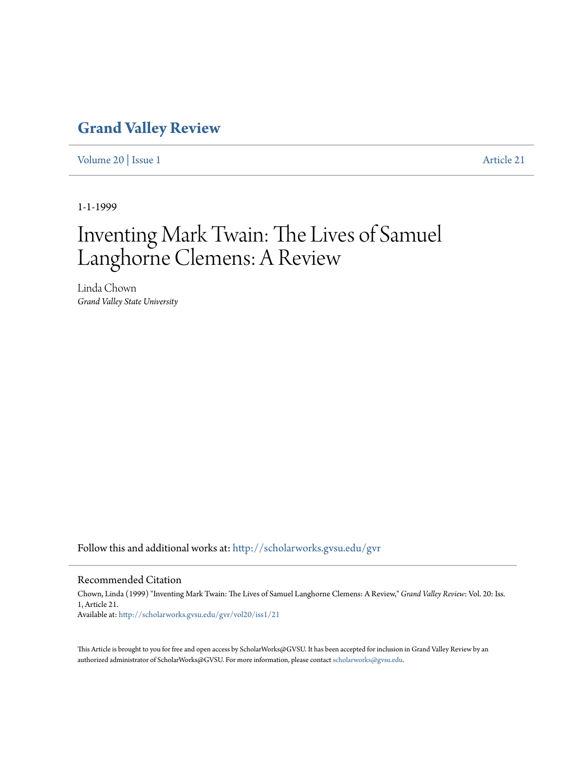# Grand Valley Review

Volume 20 | Issue 1 Article 21

1-1-1999

# Inventing Mark Twain: The Lives of Samuel Langhorne Clemens: A Review

Linda Chown
*Grand Valley State University*

Follow this and additional works at: http://scholarworks.gvsu.edu/gvr

## Recommended Citation

Chown, Linda (1999) "Inventing Mark Twain: The Lives of Samuel Langhorne Clemens: A Review," *Grand Valley Review*: Vol. 20: Iss. 1, Article 21.
Available at: http://scholarworks.gvsu.edu/gvr/vol20/iss1/21

This Article is brought to you for free and open access by ScholarWorks@GVSU. It has been accepted for inclusion in Grand Valley Review by an authorized administrator of ScholarWorks@GVSU. For more information, please contact scholarworks@gvsu.edu.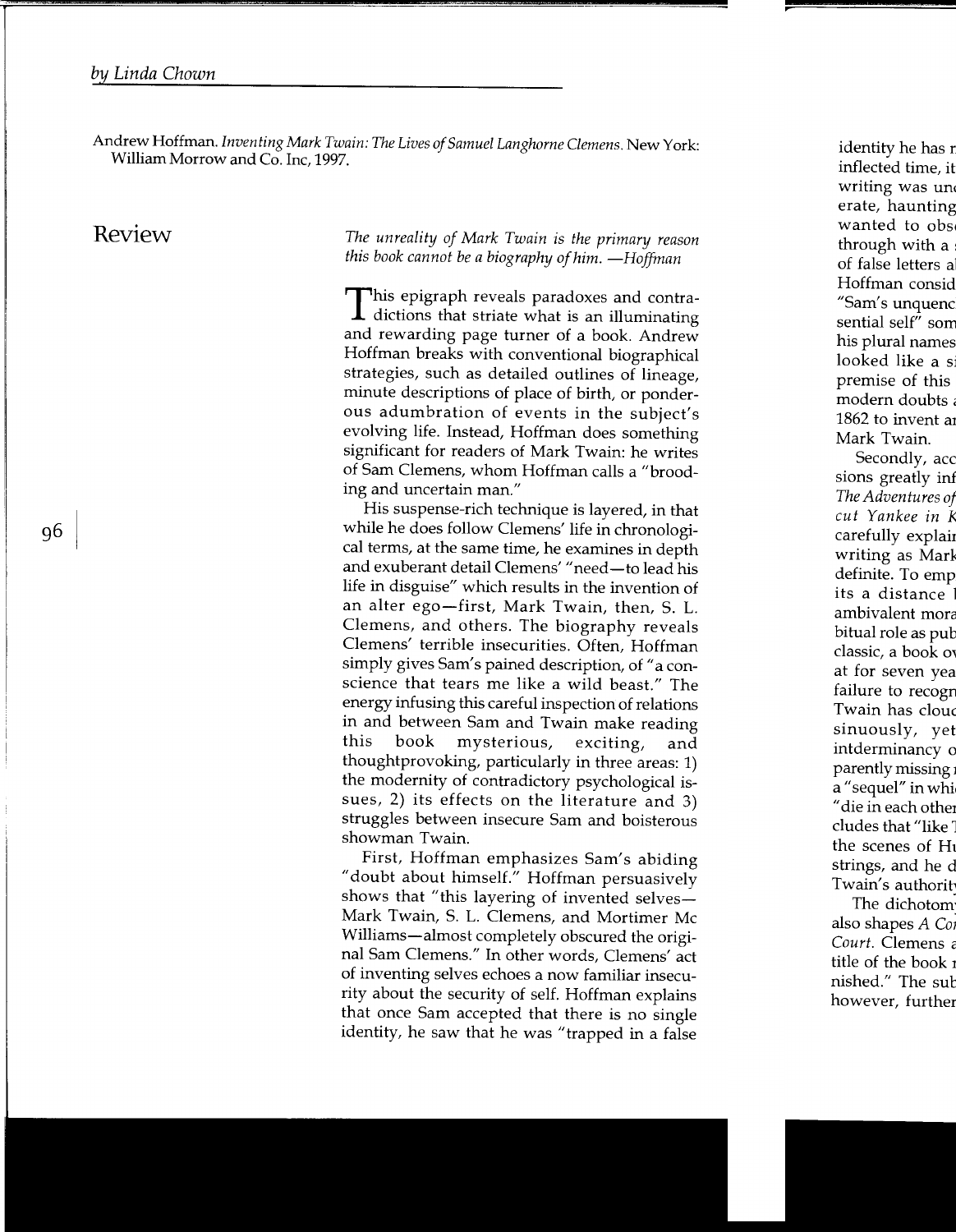*by Linda Chown*

Andrew Hoffman. *Inventing Mark Twain: The Lives of Samuel Langhorne Clemens.* New York: William Morrow and Co. Inc, 1997.

## Review

*The unreality of Mark Twain is the primary reason this book cannot be a biography of him. —Hoffman*

This epigraph reveals paradoxes and contradictions that striate what is an illuminating and rewarding page turner of a book. Andrew Hoffman breaks with conventional biographical strategies, such as detailed outlines of lineage, minute descriptions of place of birth, or ponderous adumbration of events in the subject's evolving life. Instead, Hoffman does something significant for readers of Mark Twain: he writes of Sam Clemens, whom Hoffman calls a "brooding and uncertain man."

His suspense-rich technique is layered, in that while he does follow Clemens' life in chronological terms, at the same time, he examines in depth and exuberant detail Clemens' "need—to lead his life in disguise" which results in the invention of an alter ego—first, Mark Twain, then, S. L. Clemens, and others. The biography reveals Clemens' terrible insecurities. Often, Hoffman simply gives Sam's pained description, of "a conscience that tears me like a wild beast." The energy infusing this careful inspection of relations in and between Sam and Twain make reading this book mysterious, exciting, and thoughtprovoking, particularly in three areas: 1) the modernity of contradictory psychological issues, 2) its effects on the literature and 3) struggles between insecure Sam and boisterous showman Twain.

First, Hoffman emphasizes Sam's abiding "doubt about himself." Hoffman persuasively shows that "this layering of invented selves—Mark Twain, S. L. Clemens, and Mortimer Mc Williams—almost completely obscured the original Sam Clemens." In other words, Clemens' act of inventing selves echoes a now familiar insecurity about the security of self. Hoffman explains that once Sam accepted that there is no single identity, he saw that he was "trapped in a false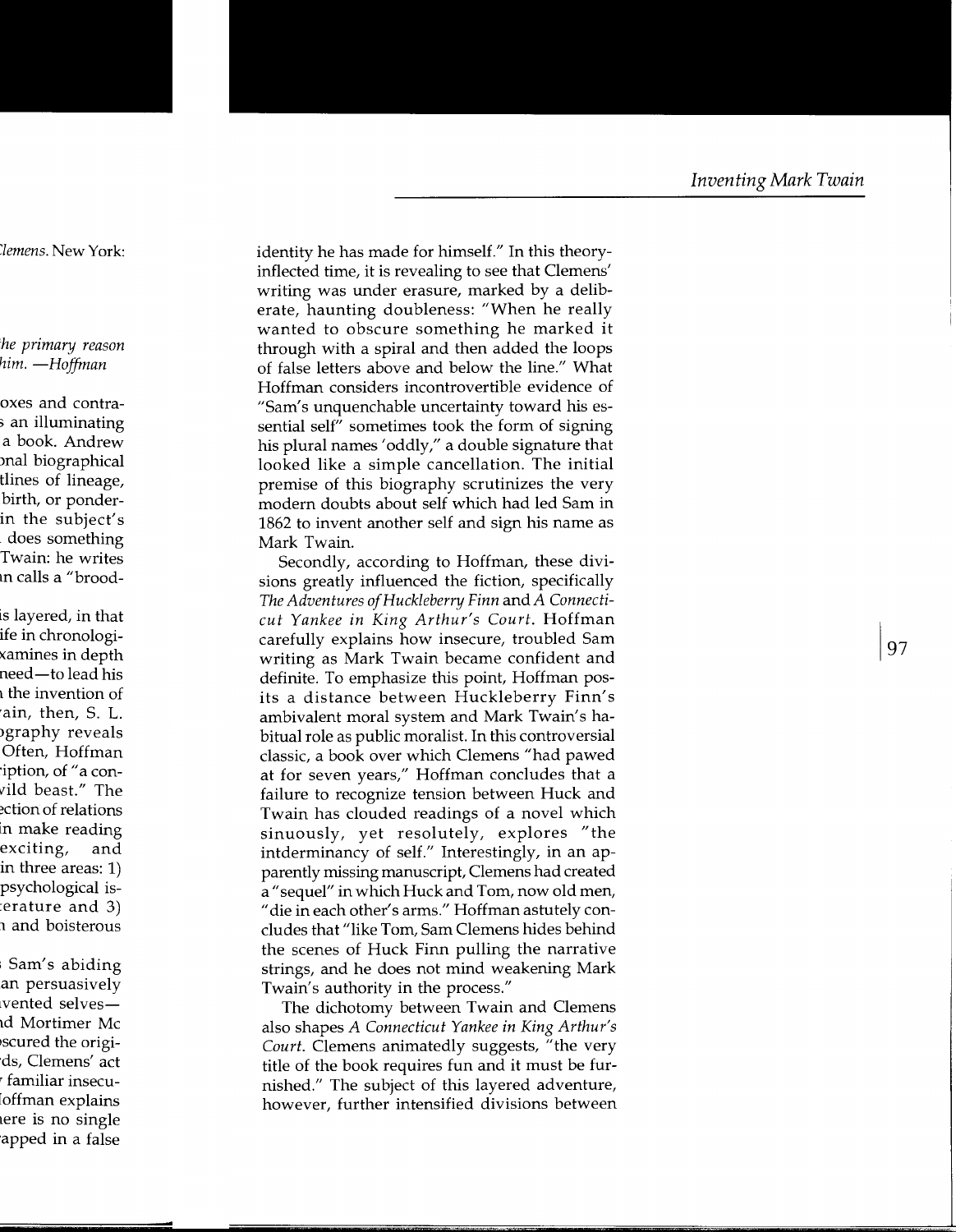identity he has made for himself." In this theory-inflected time, it is revealing to see that Clemens' writing was under erasure, marked by a deliberate, haunting doubleness: "When he really wanted to obscure something he marked it through with a spiral and then added the loops of false letters above and below the line." What Hoffman considers incontrovertible evidence of "Sam's unquenchable uncertainty toward his essential self" sometimes took the form of signing his plural names 'oddly," a double signature that looked like a simple cancellation. The initial premise of this biography scrutinizes the very modern doubts about self which had led Sam in 1862 to invent another self and sign his name as Mark Twain.

Secondly, according to Hoffman, these divisions greatly influenced the fiction, specifically *The Adventures of Huckleberry Finn* and *A Connecticut Yankee in King Arthur's Court*. Hoffman carefully explains how insecure, troubled Sam writing as Mark Twain became confident and definite. To emphasize this point, Hoffman posits a distance between Huckleberry Finn's ambivalent moral system and Mark Twain's habitual role as public moralist. In this controversial classic, a book over which Clemens "had pawed at for seven years," Hoffman concludes that a failure to recognize tension between Huck and Twain has clouded readings of a novel which sinuously, yet resolutely, explores "the intderminancy of self." Interestingly, in an apparently missing manuscript, Clemens had created a "sequel" in which Huck and Tom, now old men, "die in each other's arms." Hoffman astutely concludes that "like Tom, Sam Clemens hides behind the scenes of Huck Finn pulling the narrative strings, and he does not mind weakening Mark Twain's authority in the process."

The dichotomy between Twain and Clemens also shapes *A Connecticut Yankee in King Arthur's Court*. Clemens animatedly suggests, "the very title of the book requires fun and it must be furnished." The subject of this layered adventure, however, further intensified divisions between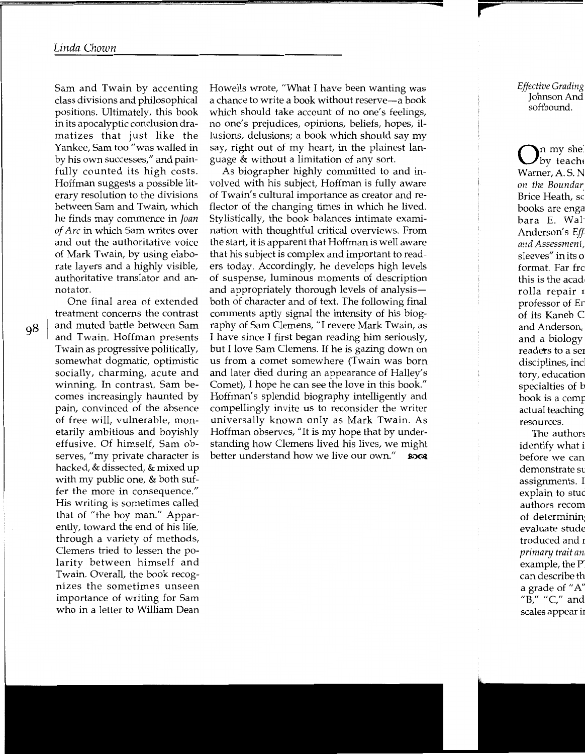Sam and Twain by accenting class divisions and philosophical positions. Ultimately, this book in its apocalyptic conclusion dramatizes that just like the Yankee, Sam too "was walled in by his own successes," and painfully counted its high costs. Hoffman suggests a possible literary resolution to the divisions between Sam and Twain, which he finds may commence in *Joan of Arc* in which Sam writes over and out the authoritative voice of Mark Twain, by using elaborate layers and a highly visible, authoritative translator and annotator.

One final area of extended treatment concerns the contrast and muted battle between Sam and Twain. Hoffman presents Twain as progressive politically, somewhat dogmatic, optimistic socially, charming, acute and winning. In contrast, Sam becomes increasingly haunted by pain, convinced of the absence of free will, vulnerable, monetarily ambitious and boyishly effusive. Of himself, Sam observes, "my private character is hacked, & dissected, & mixed up with my public one, & both suffer the more in consequence." His writing is sometimes called that of "the boy man." Apparently, toward the end of his life, through a variety of methods, Clemens tried to lessen the polarity between himself and Twain. Overall, the book recognizes the sometimes unseen importance of writing for Sam who in a letter to William Dean Howells wrote, "What I have been wanting was a chance to write a book without reserve—a book which should take account of no one's feelings, no one's prejudices, opinions, beliefs, hopes, illusions, delusions; a book which should say my say, right out of my heart, in the plainest language & without a limitation of any sort.

As biographer highly committed to and involved with his subject, Hoffman is fully aware of Twain's cultural importance as creator and reflector of the changing times in which he lived. Stylistically, the book balances intimate examination with thoughtful critical overviews. From the start, it is apparent that Hoffman is well aware that his subject is complex and important to readers today. Accordingly, he develops high levels of suspense, luminous moments of description and appropriately thorough levels of analysis—both of character and of text. The following final comments aptly signal the intensity of his biography of Sam Clemens, "I revere Mark Twain, as I have since I first began reading him seriously, but I love Sam Clemens. If he is gazing down on us from a comet somewhere (Twain was born and later died during an appearance of Halley's Comet), I hope he can see the love in this book." Hoffman's splendid biography intelligently and compellingly invite us to reconsider the writer universally known only as Mark Twain. As Hoffman observes, "It is my hope that by understanding how Clemens lived his lives, we might better understand how we live our own."